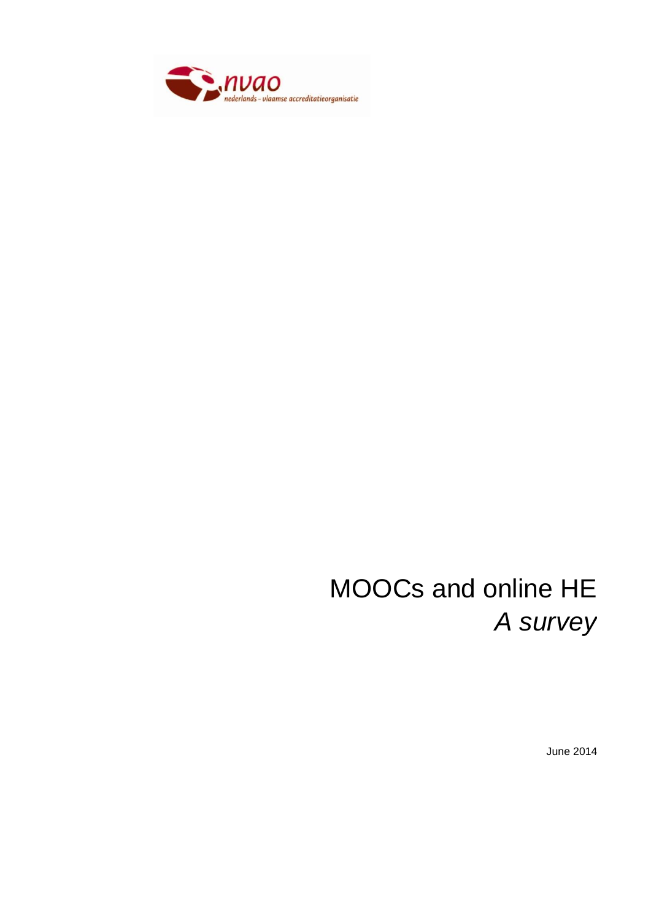nvao
nederlands - vlaamse accreditatieorganisatie

# MOOCs and online HE

*A survey*

June 2014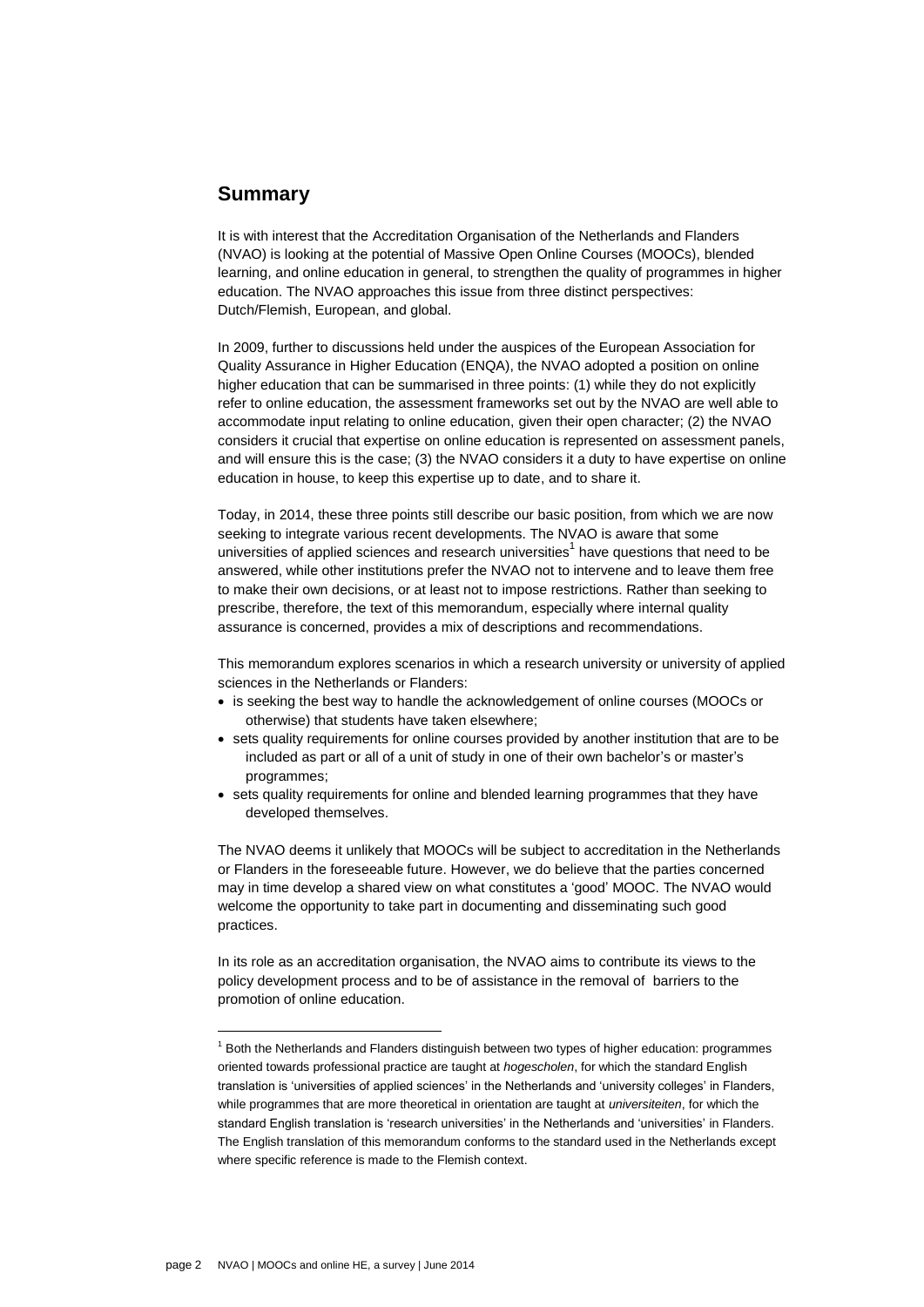## Summary

It is with interest that the Accreditation Organisation of the Netherlands and Flanders (NVAO) is looking at the potential of Massive Open Online Courses (MOOCs), blended learning, and online education in general, to strengthen the quality of programmes in higher education. The NVAO approaches this issue from three distinct perspectives: Dutch/Flemish, European, and global.

In 2009, further to discussions held under the auspices of the European Association for Quality Assurance in Higher Education (ENQA), the NVAO adopted a position on online higher education that can be summarised in three points: (1) while they do not explicitly refer to online education, the assessment frameworks set out by the NVAO are well able to accommodate input relating to online education, given their open character; (2) the NVAO considers it crucial that expertise on online education is represented on assessment panels, and will ensure this is the case; (3) the NVAO considers it a duty to have expertise on online education in house, to keep this expertise up to date, and to share it.

Today, in 2014, these three points still describe our basic position, from which we are now seeking to integrate various recent developments. The NVAO is aware that some universities of applied sciences and research universities[1] have questions that need to be answered, while other institutions prefer the NVAO not to intervene and to leave them free to make their own decisions, or at least not to impose restrictions. Rather than seeking to prescribe, therefore, the text of this memorandum, especially where internal quality assurance is concerned, provides a mix of descriptions and recommendations.

This memorandum explores scenarios in which a research university or university of applied sciences in the Netherlands or Flanders:

- is seeking the best way to handle the acknowledgement of online courses (MOOCs or otherwise) that students have taken elsewhere;
- sets quality requirements for online courses provided by another institution that are to be included as part or all of a unit of study in one of their own bachelor's or master's programmes;
- sets quality requirements for online and blended learning programmes that they have developed themselves.

The NVAO deems it unlikely that MOOCs will be subject to accreditation in the Netherlands or Flanders in the foreseeable future. However, we do believe that the parties concerned may in time develop a shared view on what constitutes a 'good' MOOC. The NVAO would welcome the opportunity to take part in documenting and disseminating such good practices.

In its role as an accreditation organisation, the NVAO aims to contribute its views to the policy development process and to be of assistance in the removal of barriers to the promotion of online education.

---

[1] Both the Netherlands and Flanders distinguish between two types of higher education: programmes oriented towards professional practice are taught at *hogescholen*, for which the standard English translation is 'universities of applied sciences' in the Netherlands and 'university colleges' in Flanders, while programmes that are more theoretical in orientation are taught at *universiteiten*, for which the standard English translation is 'research universities' in the Netherlands and 'universities' in Flanders. The English translation of this memorandum conforms to the standard used in the Netherlands except where specific reference is made to the Flemish context.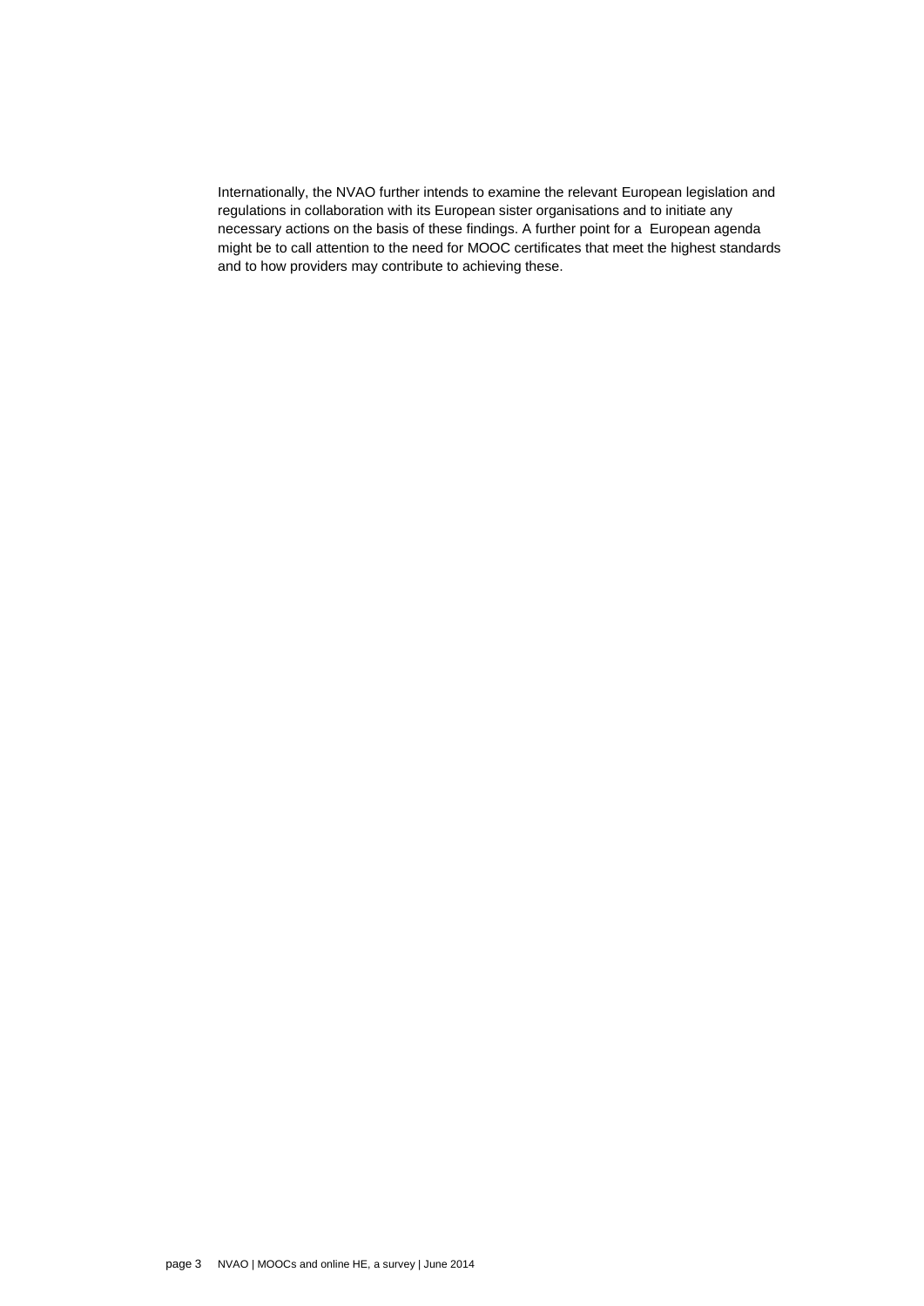Internationally, the NVAO further intends to examine the relevant European legislation and regulations in collaboration with its European sister organisations and to initiate any necessary actions on the basis of these findings. A further point for a European agenda might be to call attention to the need for MOOC certificates that meet the highest standards and to how providers may contribute to achieving these.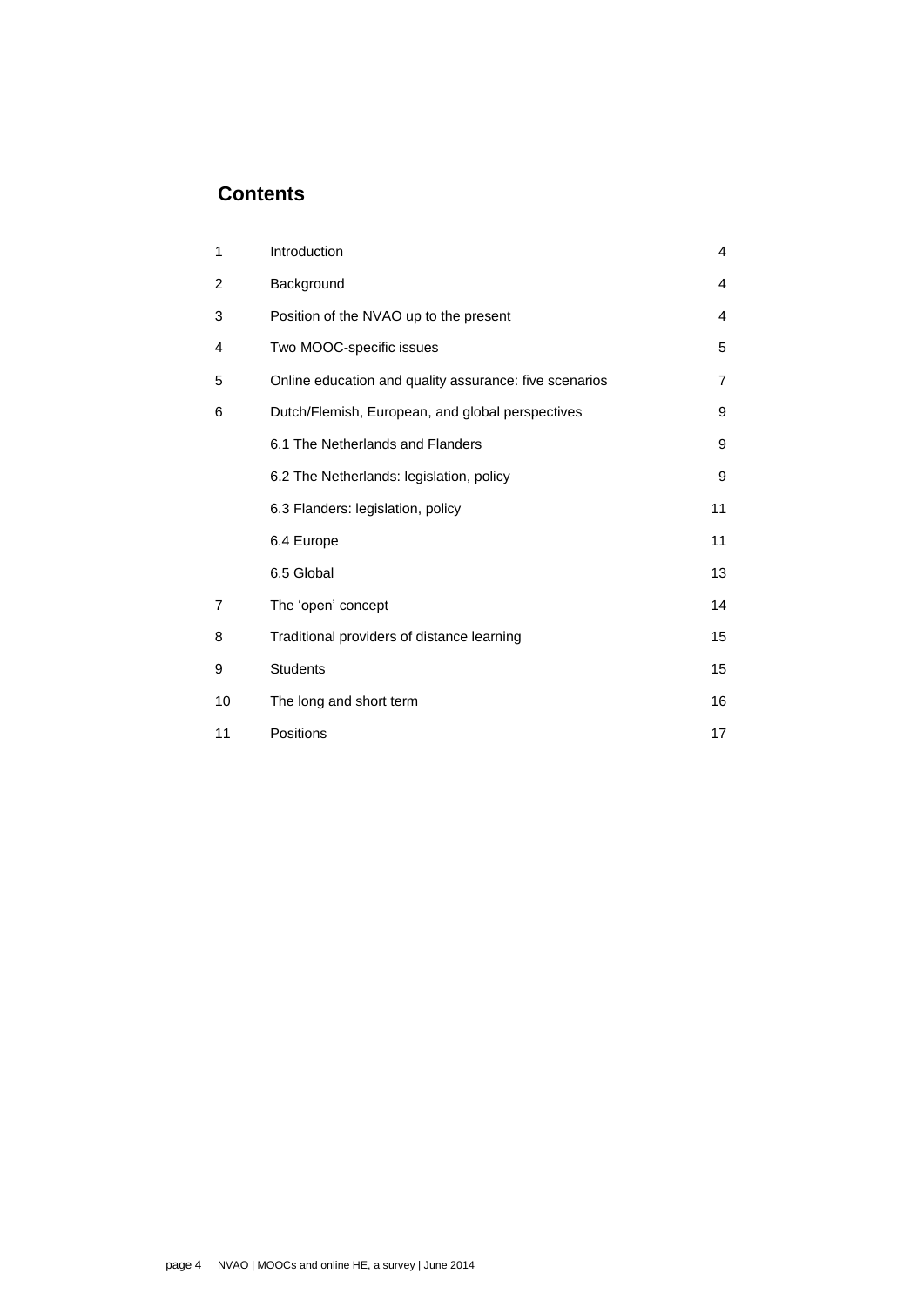## Contents

| | | |
|---|---|---|
| 1 | Introduction | 4 |
| 2 | Background | 4 |
| 3 | Position of the NVAO up to the present | 4 |
| 4 | Two MOOC-specific issues | 5 |
| 5 | Online education and quality assurance: five scenarios | 7 |
| 6 | Dutch/Flemish, European, and global perspectives | 9 |
| | 6.1 The Netherlands and Flanders | 9 |
| | 6.2 The Netherlands: legislation, policy | 9 |
| | 6.3 Flanders: legislation, policy | 11 |
| | 6.4 Europe | 11 |
| | 6.5 Global | 13 |
| 7 | The 'open' concept | 14 |
| 8 | Traditional providers of distance learning | 15 |
| 9 | Students | 15 |
| 10 | The long and short term | 16 |
| 11 | Positions | 17 |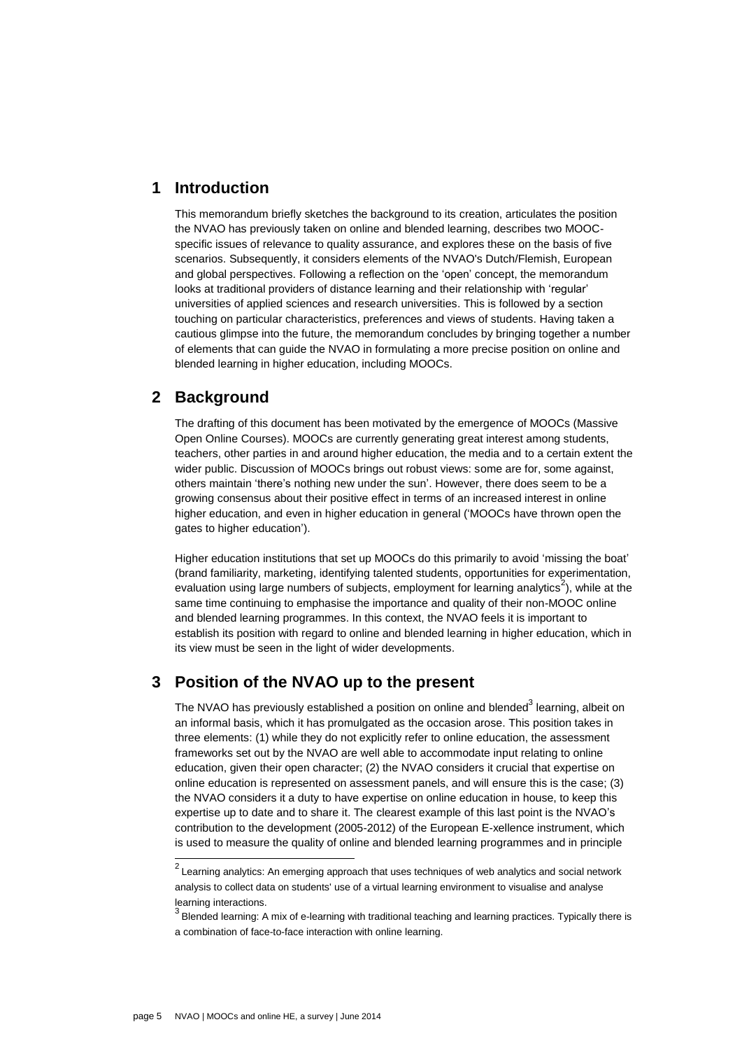## 1 Introduction

This memorandum briefly sketches the background to its creation, articulates the position the NVAO has previously taken on online and blended learning, describes two MOOC-specific issues of relevance to quality assurance, and explores these on the basis of five scenarios. Subsequently, it considers elements of the NVAO's Dutch/Flemish, European and global perspectives. Following a reflection on the 'open' concept, the memorandum looks at traditional providers of distance learning and their relationship with 'regular' universities of applied sciences and research universities. This is followed by a section touching on particular characteristics, preferences and views of students. Having taken a cautious glimpse into the future, the memorandum concludes by bringing together a number of elements that can guide the NVAO in formulating a more precise position on online and blended learning in higher education, including MOOCs.

## 2 Background

The drafting of this document has been motivated by the emergence of MOOCs (Massive Open Online Courses). MOOCs are currently generating great interest among students, teachers, other parties in and around higher education, the media and to a certain extent the wider public. Discussion of MOOCs brings out robust views: some are for, some against, others maintain 'there's nothing new under the sun'. However, there does seem to be a growing consensus about their positive effect in terms of an increased interest in online higher education, and even in higher education in general ('MOOCs have thrown open the gates to higher education').

Higher education institutions that set up MOOCs do this primarily to avoid 'missing the boat' (brand familiarity, marketing, identifying talented students, opportunities for experimentation, evaluation using large numbers of subjects, employment for learning analytics[2]), while at the same time continuing to emphasise the importance and quality of their non-MOOC online and blended learning programmes. In this context, the NVAO feels it is important to establish its position with regard to online and blended learning in higher education, which in its view must be seen in the light of wider developments.

## 3 Position of the NVAO up to the present

The NVAO has previously established a position on online and blended[3] learning, albeit on an informal basis, which it has promulgated as the occasion arose. This position takes in three elements: (1) while they do not explicitly refer to online education, the assessment frameworks set out by the NVAO are well able to accommodate input relating to online education, given their open character; (2) the NVAO considers it crucial that expertise on online education is represented on assessment panels, and will ensure this is the case; (3) the NVAO considers it a duty to have expertise on online education in house, to keep this expertise up to date and to share it. The clearest example of this last point is the NVAO's contribution to the development (2005-2012) of the European E-xellence instrument, which is used to measure the quality of online and blended learning programmes and in principle

[2] Learning analytics: An emerging approach that uses techniques of web analytics and social network analysis to collect data on students' use of a virtual learning environment to visualise and analyse learning interactions.

[3] Blended learning: A mix of e-learning with traditional teaching and learning practices. Typically there is a combination of face-to-face interaction with online learning.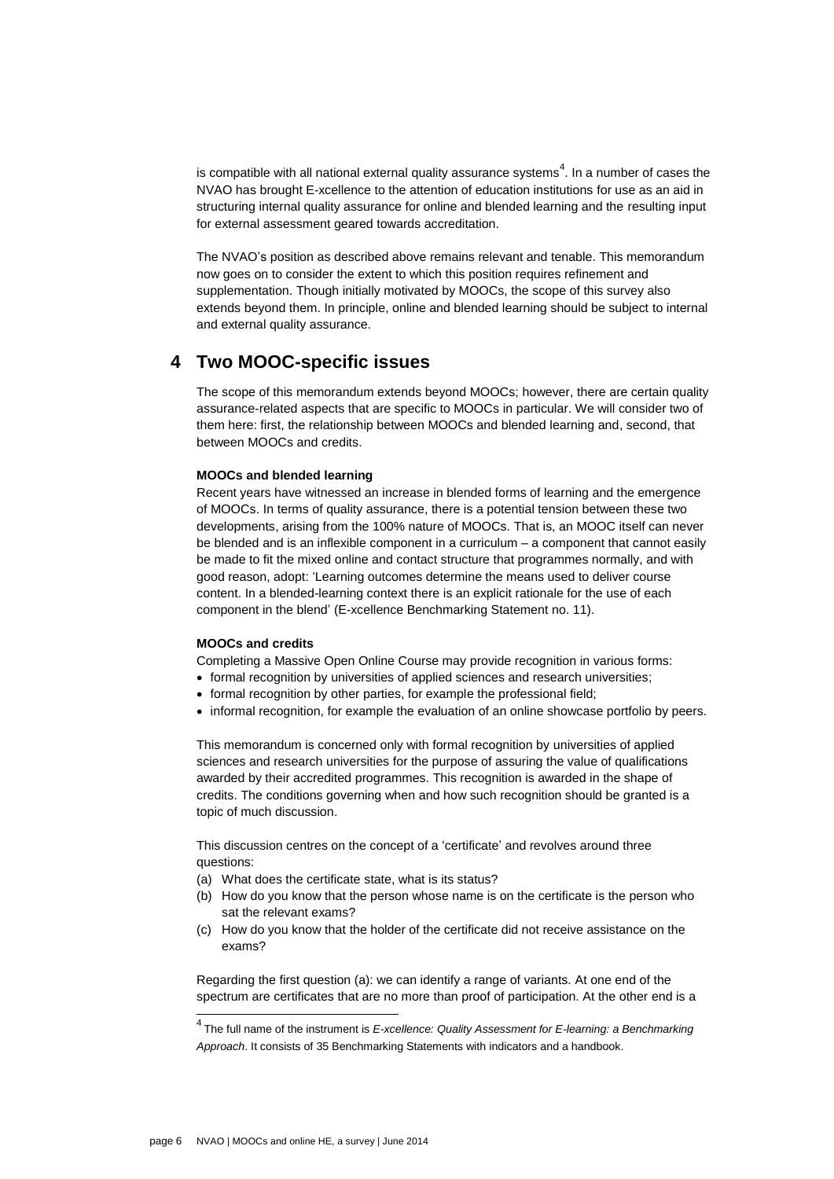is compatible with all national external quality assurance systems[4]. In a number of cases the NVAO has brought E-xcellence to the attention of education institutions for use as an aid in structuring internal quality assurance for online and blended learning and the resulting input for external assessment geared towards accreditation.

The NVAO's position as described above remains relevant and tenable. This memorandum now goes on to consider the extent to which this position requires refinement and supplementation. Though initially motivated by MOOCs, the scope of this survey also extends beyond them. In principle, online and blended learning should be subject to internal and external quality assurance.

## 4 Two MOOC-specific issues

The scope of this memorandum extends beyond MOOCs; however, there are certain quality assurance-related aspects that are specific to MOOCs in particular. We will consider two of them here: first, the relationship between MOOCs and blended learning and, second, that between MOOCs and credits.

**MOOCs and blended learning**

Recent years have witnessed an increase in blended forms of learning and the emergence of MOOCs. In terms of quality assurance, there is a potential tension between these two developments, arising from the 100% nature of MOOCs. That is, an MOOC itself can never be blended and is an inflexible component in a curriculum – a component that cannot easily be made to fit the mixed online and contact structure that programmes normally, and with good reason, adopt: 'Learning outcomes determine the means used to deliver course content. In a blended-learning context there is an explicit rationale for the use of each component in the blend' (E-xcellence Benchmarking Statement no. 11).

**MOOCs and credits**

Completing a Massive Open Online Course may provide recognition in various forms:

- formal recognition by universities of applied sciences and research universities;
- formal recognition by other parties, for example the professional field;
- informal recognition, for example the evaluation of an online showcase portfolio by peers.

This memorandum is concerned only with formal recognition by universities of applied sciences and research universities for the purpose of assuring the value of qualifications awarded by their accredited programmes. This recognition is awarded in the shape of credits. The conditions governing when and how such recognition should be granted is a topic of much discussion.

This discussion centres on the concept of a 'certificate' and revolves around three questions:

(a) What does the certificate state, what is its status?
(b) How do you know that the person whose name is on the certificate is the person who sat the relevant exams?
(c) How do you know that the holder of the certificate did not receive assistance on the exams?

Regarding the first question (a): we can identify a range of variants. At one end of the spectrum are certificates that are no more than proof of participation. At the other end is a

[4] The full name of the instrument is *E-xcellence: Quality Assessment for E-learning: a Benchmarking Approach*. It consists of 35 Benchmarking Statements with indicators and a handbook.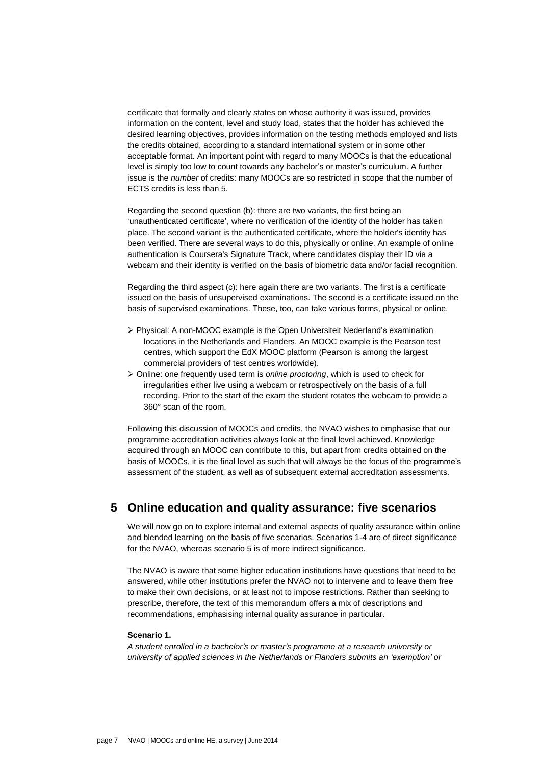certificate that formally and clearly states on whose authority it was issued, provides information on the content, level and study load, states that the holder has achieved the desired learning objectives, provides information on the testing methods employed and lists the credits obtained, according to a standard international system or in some other acceptable format. An important point with regard to many MOOCs is that the educational level is simply too low to count towards any bachelor's or master's curriculum. A further issue is the *number* of credits: many MOOCs are so restricted in scope that the number of ECTS credits is less than 5.

Regarding the second question (b): there are two variants, the first being an 'unauthenticated certificate', where no verification of the identity of the holder has taken place. The second variant is the authenticated certificate, where the holder's identity has been verified. There are several ways to do this, physically or online. An example of online authentication is Coursera's Signature Track, where candidates display their ID via a webcam and their identity is verified on the basis of biometric data and/or facial recognition.

Regarding the third aspect (c): here again there are two variants. The first is a certificate issued on the basis of unsupervised examinations. The second is a certificate issued on the basis of supervised examinations. These, too, can take various forms, physical or online.

- Physical: A non-MOOC example is the Open Universiteit Nederland's examination locations in the Netherlands and Flanders. An MOOC example is the Pearson test centres, which support the EdX MOOC platform (Pearson is among the largest commercial providers of test centres worldwide).
- Online: one frequently used term is *online proctoring*, which is used to check for irregularities either live using a webcam or retrospectively on the basis of a full recording. Prior to the start of the exam the student rotates the webcam to provide a 360° scan of the room.

Following this discussion of MOOCs and credits, the NVAO wishes to emphasise that our programme accreditation activities always look at the final level achieved. Knowledge acquired through an MOOC can contribute to this, but apart from credits obtained on the basis of MOOCs, it is the final level as such that will always be the focus of the programme's assessment of the student, as well as of subsequent external accreditation assessments.

## 5 Online education and quality assurance: five scenarios

We will now go on to explore internal and external aspects of quality assurance within online and blended learning on the basis of five scenarios. Scenarios 1-4 are of direct significance for the NVAO, whereas scenario 5 is of more indirect significance.

The NVAO is aware that some higher education institutions have questions that need to be answered, while other institutions prefer the NVAO not to intervene and to leave them free to make their own decisions, or at least not to impose restrictions. Rather than seeking to prescribe, therefore, the text of this memorandum offers a mix of descriptions and recommendations, emphasising internal quality assurance in particular.

**Scenario 1.**

*A student enrolled in a bachelor's or master's programme at a research university or university of applied sciences in the Netherlands or Flanders submits an 'exemption' or*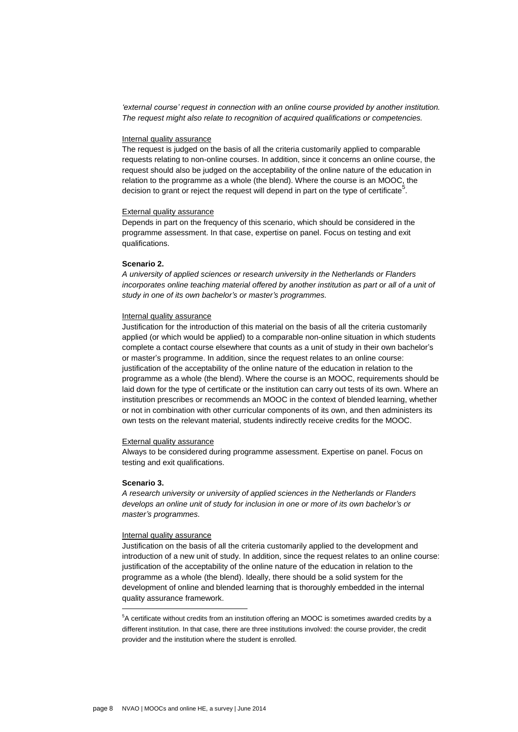*'external course' request in connection with an online course provided by another institution. The request might also relate to recognition of acquired qualifications or competencies.*

Internal quality assurance

The request is judged on the basis of all the criteria customarily applied to comparable requests relating to non-online courses. In addition, since it concerns an online course, the request should also be judged on the acceptability of the online nature of the education in relation to the programme as a whole (the blend). Where the course is an MOOC, the decision to grant or reject the request will depend in part on the type of certificate[5].

External quality assurance

Depends in part on the frequency of this scenario, which should be considered in the programme assessment. In that case, expertise on panel. Focus on testing and exit qualifications.

**Scenario 2.**

*A university of applied sciences or research university in the Netherlands or Flanders incorporates online teaching material offered by another institution as part or all of a unit of study in one of its own bachelor's or master's programmes.*

Internal quality assurance

Justification for the introduction of this material on the basis of all the criteria customarily applied (or which would be applied) to a comparable non-online situation in which students complete a contact course elsewhere that counts as a unit of study in their own bachelor's or master's programme. In addition, since the request relates to an online course: justification of the acceptability of the online nature of the education in relation to the programme as a whole (the blend). Where the course is an MOOC, requirements should be laid down for the type of certificate or the institution can carry out tests of its own. Where an institution prescribes or recommends an MOOC in the context of blended learning, whether or not in combination with other curricular components of its own, and then administers its own tests on the relevant material, students indirectly receive credits for the MOOC.

External quality assurance

Always to be considered during programme assessment. Expertise on panel. Focus on testing and exit qualifications.

**Scenario 3.**

*A research university or university of applied sciences in the Netherlands or Flanders develops an online unit of study for inclusion in one or more of its own bachelor's or master's programmes.*

Internal quality assurance

Justification on the basis of all the criteria customarily applied to the development and introduction of a new unit of study. In addition, since the request relates to an online course: justification of the acceptability of the online nature of the education in relation to the programme as a whole (the blend). Ideally, there should be a solid system for the development of online and blended learning that is thoroughly embedded in the internal quality assurance framework.

---

[5] A certificate without credits from an institution offering an MOOC is sometimes awarded credits by a different institution. In that case, there are three institutions involved: the course provider, the credit provider and the institution where the student is enrolled.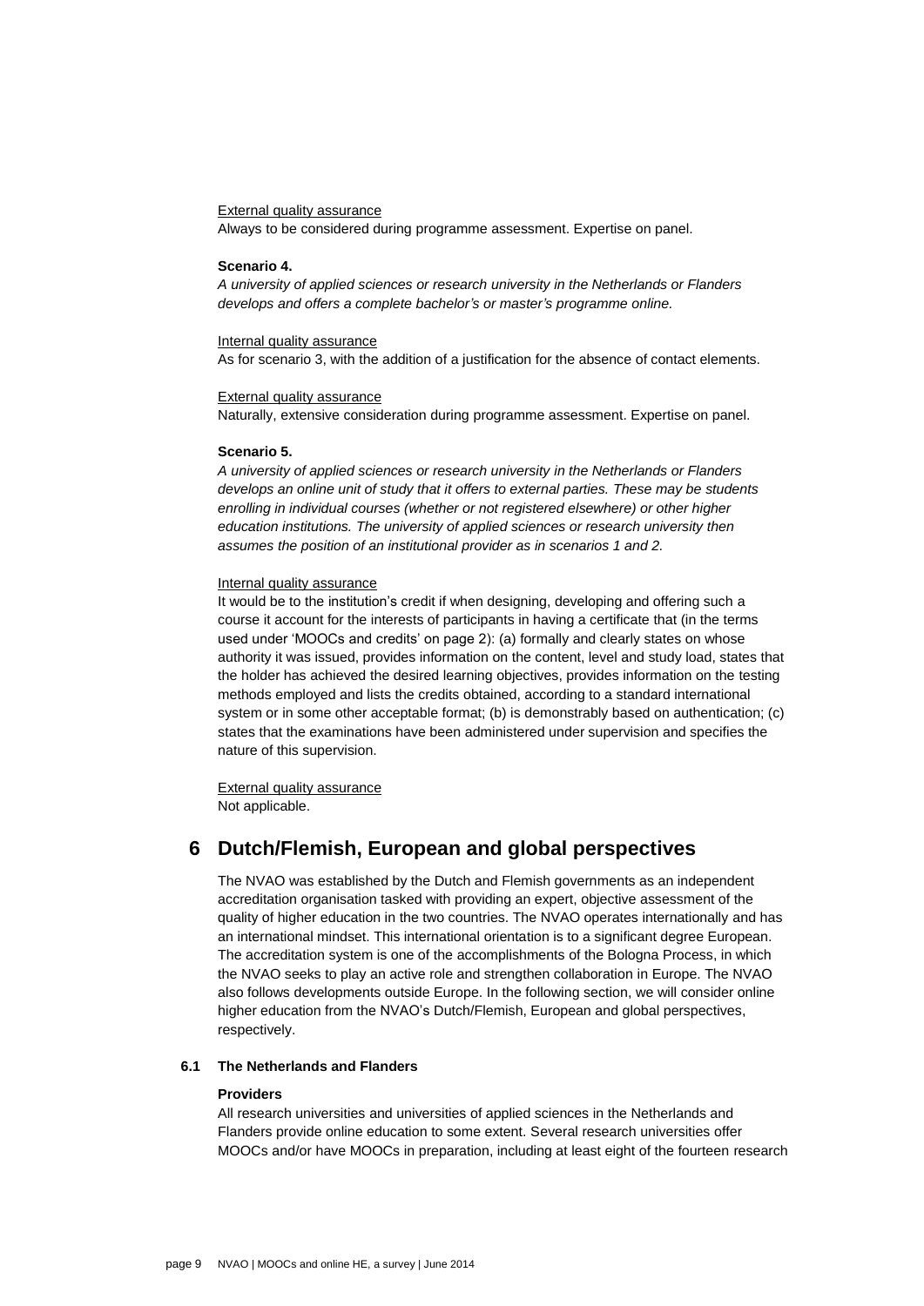External quality assurance

Always to be considered during programme assessment. Expertise on panel.

**Scenario 4.**

*A university of applied sciences or research university in the Netherlands or Flanders develops and offers a complete bachelor's or master's programme online.*

Internal quality assurance

As for scenario 3, with the addition of a justification for the absence of contact elements.

External quality assurance

Naturally, extensive consideration during programme assessment. Expertise on panel.

**Scenario 5.**

*A university of applied sciences or research university in the Netherlands or Flanders develops an online unit of study that it offers to external parties. These may be students enrolling in individual courses (whether or not registered elsewhere) or other higher education institutions. The university of applied sciences or research university then assumes the position of an institutional provider as in scenarios 1 and 2.*

Internal quality assurance

It would be to the institution's credit if when designing, developing and offering such a course it account for the interests of participants in having a certificate that (in the terms used under 'MOOCs and credits' on page 2): (a) formally and clearly states on whose authority it was issued, provides information on the content, level and study load, states that the holder has achieved the desired learning objectives, provides information on the testing methods employed and lists the credits obtained, according to a standard international system or in some other acceptable format; (b) is demonstrably based on authentication; (c) states that the examinations have been administered under supervision and specifies the nature of this supervision.

External quality assurance

Not applicable.

# 6 Dutch/Flemish, European and global perspectives

The NVAO was established by the Dutch and Flemish governments as an independent accreditation organisation tasked with providing an expert, objective assessment of the quality of higher education in the two countries. The NVAO operates internationally and has an international mindset. This international orientation is to a significant degree European. The accreditation system is one of the accomplishments of the Bologna Process, in which the NVAO seeks to play an active role and strengthen collaboration in Europe. The NVAO also follows developments outside Europe. In the following section, we will consider online higher education from the NVAO's Dutch/Flemish, European and global perspectives, respectively.

## 6.1 The Netherlands and Flanders

**Providers**

All research universities and universities of applied sciences in the Netherlands and Flanders provide online education to some extent. Several research universities offer MOOCs and/or have MOOCs in preparation, including at least eight of the fourteen research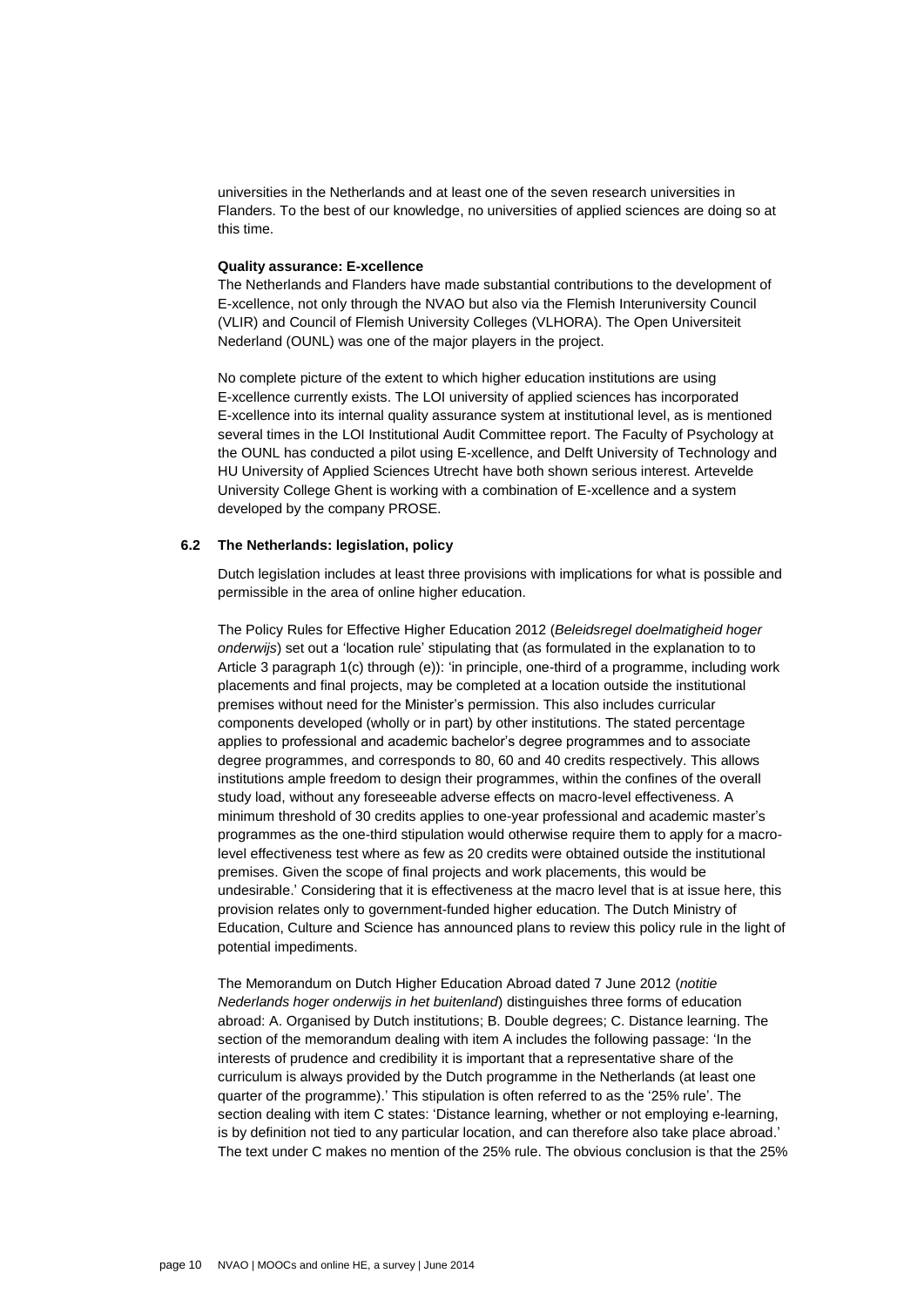universities in the Netherlands and at least one of the seven research universities in Flanders. To the best of our knowledge, no universities of applied sciences are doing so at this time.

**Quality assurance: E-xcellence**

The Netherlands and Flanders have made substantial contributions to the development of E-xcellence, not only through the NVAO but also via the Flemish Interuniversity Council (VLIR) and Council of Flemish University Colleges (VLHORA). The Open Universiteit Nederland (OUNL) was one of the major players in the project.

No complete picture of the extent to which higher education institutions are using E-xcellence currently exists. The LOI university of applied sciences has incorporated E-xcellence into its internal quality assurance system at institutional level, as is mentioned several times in the LOI Institutional Audit Committee report. The Faculty of Psychology at the OUNL has conducted a pilot using E-xcellence, and Delft University of Technology and HU University of Applied Sciences Utrecht have both shown serious interest. Artevelde University College Ghent is working with a combination of E-xcellence and a system developed by the company PROSE.

### 6.2 The Netherlands: legislation, policy

Dutch legislation includes at least three provisions with implications for what is possible and permissible in the area of online higher education.

The Policy Rules for Effective Higher Education 2012 (*Beleidsregel doelmatigheid hoger onderwijs*) set out a 'location rule' stipulating that (as formulated in the explanation to to Article 3 paragraph 1(c) through (e)): 'in principle, one-third of a programme, including work placements and final projects, may be completed at a location outside the institutional premises without need for the Minister's permission. This also includes curricular components developed (wholly or in part) by other institutions. The stated percentage applies to professional and academic bachelor's degree programmes and to associate degree programmes, and corresponds to 80, 60 and 40 credits respectively. This allows institutions ample freedom to design their programmes, within the confines of the overall study load, without any foreseeable adverse effects on macro-level effectiveness. A minimum threshold of 30 credits applies to one-year professional and academic master's programmes as the one-third stipulation would otherwise require them to apply for a macro-level effectiveness test where as few as 20 credits were obtained outside the institutional premises. Given the scope of final projects and work placements, this would be undesirable.' Considering that it is effectiveness at the macro level that is at issue here, this provision relates only to government-funded higher education. The Dutch Ministry of Education, Culture and Science has announced plans to review this policy rule in the light of potential impediments.

The Memorandum on Dutch Higher Education Abroad dated 7 June 2012 (*notitie Nederlands hoger onderwijs in het buitenland*) distinguishes three forms of education abroad: A. Organised by Dutch institutions; B. Double degrees; C. Distance learning. The section of the memorandum dealing with item A includes the following passage: 'In the interests of prudence and credibility it is important that a representative share of the curriculum is always provided by the Dutch programme in the Netherlands (at least one quarter of the programme).' This stipulation is often referred to as the '25% rule'. The section dealing with item C states: 'Distance learning, whether or not employing e-learning, is by definition not tied to any particular location, and can therefore also take place abroad.' The text under C makes no mention of the 25% rule. The obvious conclusion is that the 25%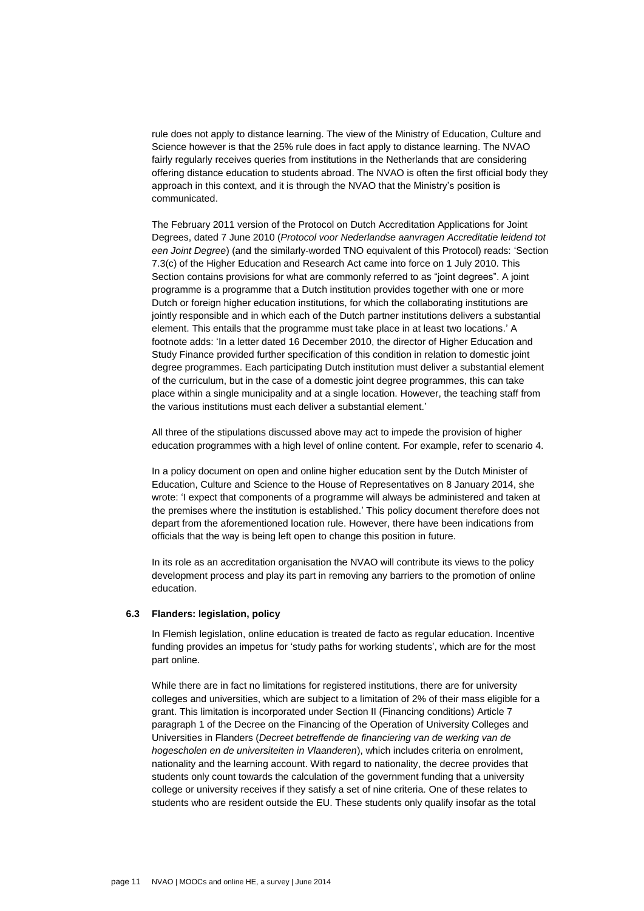rule does not apply to distance learning. The view of the Ministry of Education, Culture and Science however is that the 25% rule does in fact apply to distance learning. The NVAO fairly regularly receives queries from institutions in the Netherlands that are considering offering distance education to students abroad. The NVAO is often the first official body they approach in this context, and it is through the NVAO that the Ministry's position is communicated.

The February 2011 version of the Protocol on Dutch Accreditation Applications for Joint Degrees, dated 7 June 2010 (*Protocol voor Nederlandse aanvragen Accreditatie leidend tot een Joint Degree*) (and the similarly-worded TNO equivalent of this Protocol) reads: 'Section 7.3(c) of the Higher Education and Research Act came into force on 1 July 2010. This Section contains provisions for what are commonly referred to as "joint degrees". A joint programme is a programme that a Dutch institution provides together with one or more Dutch or foreign higher education institutions, for which the collaborating institutions are jointly responsible and in which each of the Dutch partner institutions delivers a substantial element. This entails that the programme must take place in at least two locations.' A footnote adds: 'In a letter dated 16 December 2010, the director of Higher Education and Study Finance provided further specification of this condition in relation to domestic joint degree programmes. Each participating Dutch institution must deliver a substantial element of the curriculum, but in the case of a domestic joint degree programmes, this can take place within a single municipality and at a single location. However, the teaching staff from the various institutions must each deliver a substantial element.'

All three of the stipulations discussed above may act to impede the provision of higher education programmes with a high level of online content. For example, refer to scenario 4.

In a policy document on open and online higher education sent by the Dutch Minister of Education, Culture and Science to the House of Representatives on 8 January 2014, she wrote: 'I expect that components of a programme will always be administered and taken at the premises where the institution is established.' This policy document therefore does not depart from the aforementioned location rule. However, there have been indications from officials that the way is being left open to change this position in future.

In its role as an accreditation organisation the NVAO will contribute its views to the policy development process and play its part in removing any barriers to the promotion of online education.

### 6.3 Flanders: legislation, policy

In Flemish legislation, online education is treated de facto as regular education. Incentive funding provides an impetus for 'study paths for working students', which are for the most part online.

While there are in fact no limitations for registered institutions, there are for university colleges and universities, which are subject to a limitation of 2% of their mass eligible for a grant. This limitation is incorporated under Section II (Financing conditions) Article 7 paragraph 1 of the Decree on the Financing of the Operation of University Colleges and Universities in Flanders (*Decreet betreffende de financiering van de werking van de hogescholen en de universiteiten in Vlaanderen*), which includes criteria on enrolment, nationality and the learning account. With regard to nationality, the decree provides that students only count towards the calculation of the government funding that a university college or university receives if they satisfy a set of nine criteria. One of these relates to students who are resident outside the EU. These students only qualify insofar as the total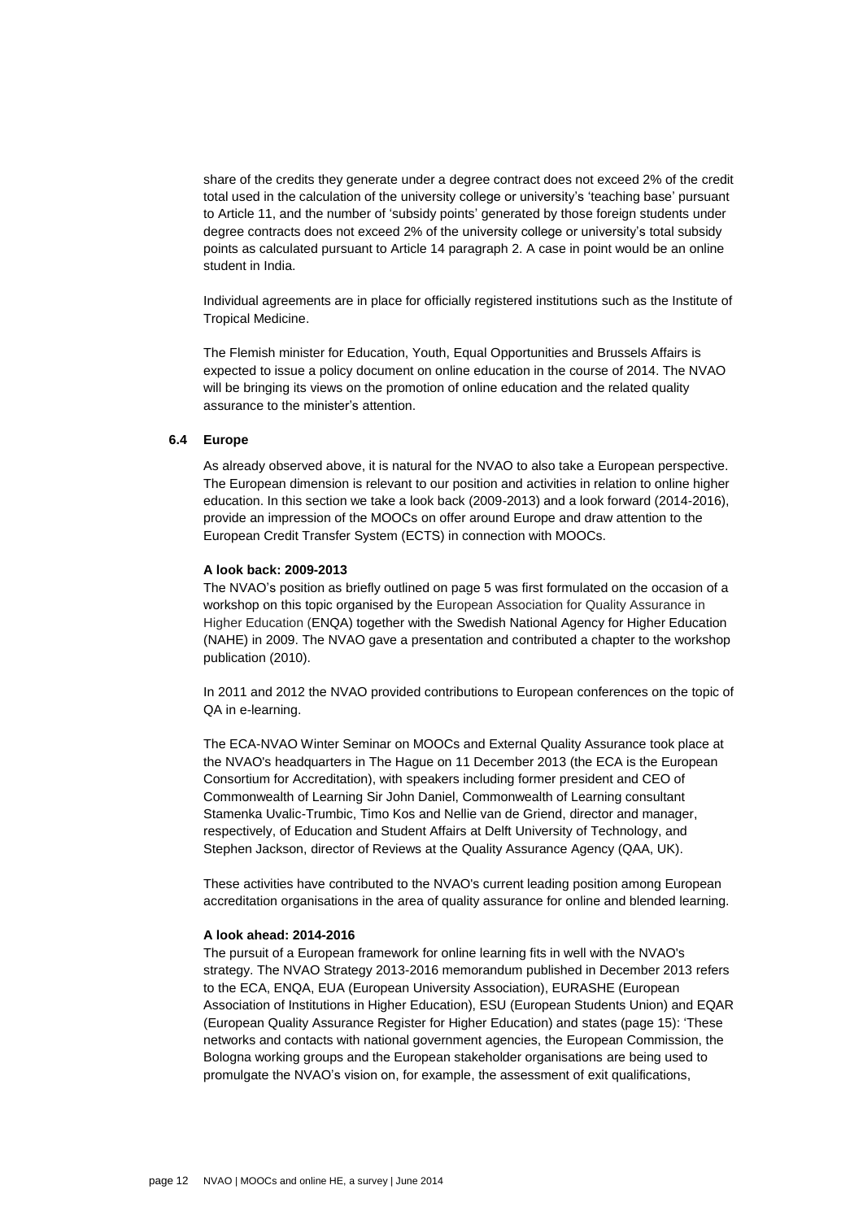share of the credits they generate under a degree contract does not exceed 2% of the credit total used in the calculation of the university college or university's 'teaching base' pursuant to Article 11, and the number of 'subsidy points' generated by those foreign students under degree contracts does not exceed 2% of the university college or university's total subsidy points as calculated pursuant to Article 14 paragraph 2. A case in point would be an online student in India.

Individual agreements are in place for officially registered institutions such as the Institute of Tropical Medicine.

The Flemish minister for Education, Youth, Equal Opportunities and Brussels Affairs is expected to issue a policy document on online education in the course of 2014. The NVAO will be bringing its views on the promotion of online education and the related quality assurance to the minister's attention.

### 6.4 Europe

As already observed above, it is natural for the NVAO to also take a European perspective. The European dimension is relevant to our position and activities in relation to online higher education. In this section we take a look back (2009-2013) and a look forward (2014-2016), provide an impression of the MOOCs on offer around Europe and draw attention to the European Credit Transfer System (ECTS) in connection with MOOCs.

**A look back: 2009-2013**

The NVAO's position as briefly outlined on page 5 was first formulated on the occasion of a workshop on this topic organised by the European Association for Quality Assurance in Higher Education (ENQA) together with the Swedish National Agency for Higher Education (NAHE) in 2009. The NVAO gave a presentation and contributed a chapter to the workshop publication (2010).

In 2011 and 2012 the NVAO provided contributions to European conferences on the topic of QA in e-learning.

The ECA-NVAO Winter Seminar on MOOCs and External Quality Assurance took place at the NVAO's headquarters in The Hague on 11 December 2013 (the ECA is the European Consortium for Accreditation), with speakers including former president and CEO of Commonwealth of Learning Sir John Daniel, Commonwealth of Learning consultant Stamenka Uvalic-Trumbic, Timo Kos and Nellie van de Griend, director and manager, respectively, of Education and Student Affairs at Delft University of Technology, and Stephen Jackson, director of Reviews at the Quality Assurance Agency (QAA, UK).

These activities have contributed to the NVAO's current leading position among European accreditation organisations in the area of quality assurance for online and blended learning.

**A look ahead: 2014-2016**

The pursuit of a European framework for online learning fits in well with the NVAO's strategy. The NVAO Strategy 2013-2016 memorandum published in December 2013 refers to the ECA, ENQA, EUA (European University Association), EURASHE (European Association of Institutions in Higher Education), ESU (European Students Union) and EQAR (European Quality Assurance Register for Higher Education) and states (page 15): 'These networks and contacts with national government agencies, the European Commission, the Bologna working groups and the European stakeholder organisations are being used to promulgate the NVAO's vision on, for example, the assessment of exit qualifications,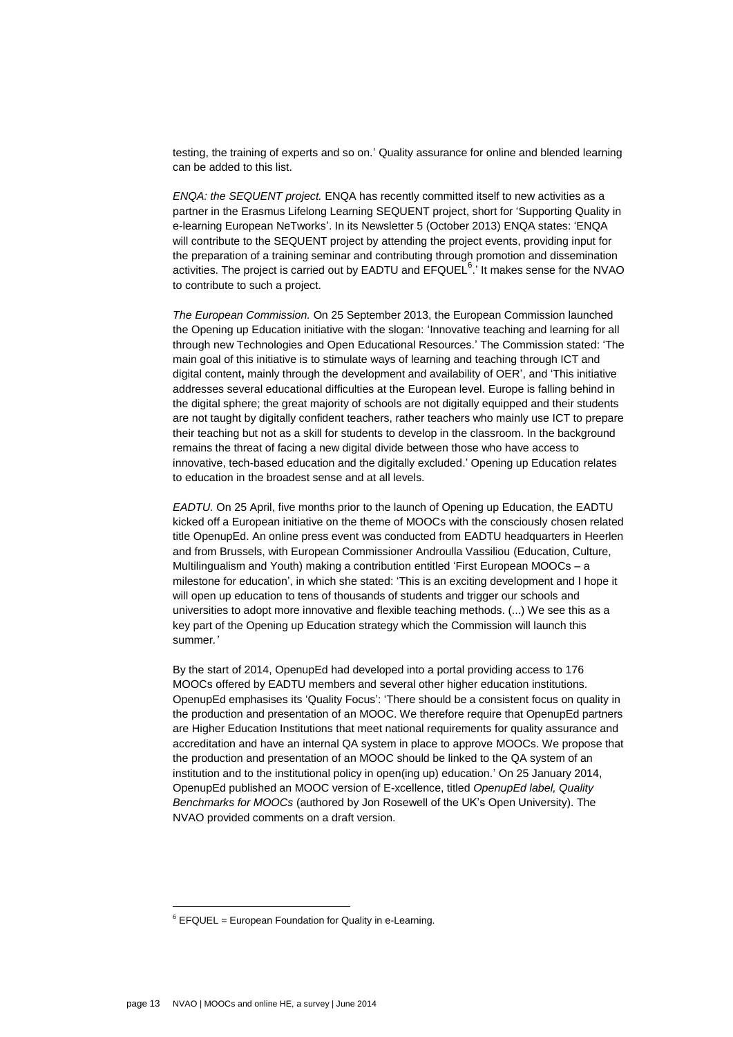testing, the training of experts and so on.' Quality assurance for online and blended learning can be added to this list.

*ENQA: the SEQUENT project.* ENQA has recently committed itself to new activities as a partner in the Erasmus Lifelong Learning SEQUENT project, short for 'Supporting Quality in e-learning European NeTworks'. In its Newsletter 5 (October 2013) ENQA states: 'ENQA will contribute to the SEQUENT project by attending the project events, providing input for the preparation of a training seminar and contributing through promotion and dissemination activities. The project is carried out by EADTU and EFQUEL[6].' It makes sense for the NVAO to contribute to such a project.

*The European Commission.* On 25 September 2013, the European Commission launched the Opening up Education initiative with the slogan: 'Innovative teaching and learning for all through new Technologies and Open Educational Resources.' The Commission stated: 'The main goal of this initiative is to stimulate ways of learning and teaching through ICT and digital content**,** mainly through the development and availability of OER', and 'This initiative addresses several educational difficulties at the European level. Europe is falling behind in the digital sphere; the great majority of schools are not digitally equipped and their students are not taught by digitally confident teachers, rather teachers who mainly use ICT to prepare their teaching but not as a skill for students to develop in the classroom. In the background remains the threat of facing a new digital divide between those who have access to innovative, tech-based education and the digitally excluded.' Opening up Education relates to education in the broadest sense and at all levels.

*EADTU.* On 25 April, five months prior to the launch of Opening up Education, the EADTU kicked off a European initiative on the theme of MOOCs with the consciously chosen related title OpenupEd. An online press event was conducted from EADTU headquarters in Heerlen and from Brussels, with European Commissioner Androulla Vassiliou (Education, Culture, Multilingualism and Youth) making a contribution entitled 'First European MOOCs – a milestone for education', in which she stated: 'This is an exciting development and I hope it will open up education to tens of thousands of students and trigger our schools and universities to adopt more innovative and flexible teaching methods. (...) We see this as a key part of the Opening up Education strategy which the Commission will launch this summer.'

By the start of 2014, OpenupEd had developed into a portal providing access to 176 MOOCs offered by EADTU members and several other higher education institutions. OpenupEd emphasises its 'Quality Focus': 'There should be a consistent focus on quality in the production and presentation of an MOOC. We therefore require that OpenupEd partners are Higher Education Institutions that meet national requirements for quality assurance and accreditation and have an internal QA system in place to approve MOOCs. We propose that the production and presentation of an MOOC should be linked to the QA system of an institution and to the institutional policy in open(ing up) education.' On 25 January 2014, OpenupEd published an MOOC version of E-xcellence, titled *OpenupEd label, Quality Benchmarks for MOOCs* (authored by Jon Rosewell of the UK's Open University). The NVAO provided comments on a draft version.

[6] EFQUEL = European Foundation for Quality in e-Learning.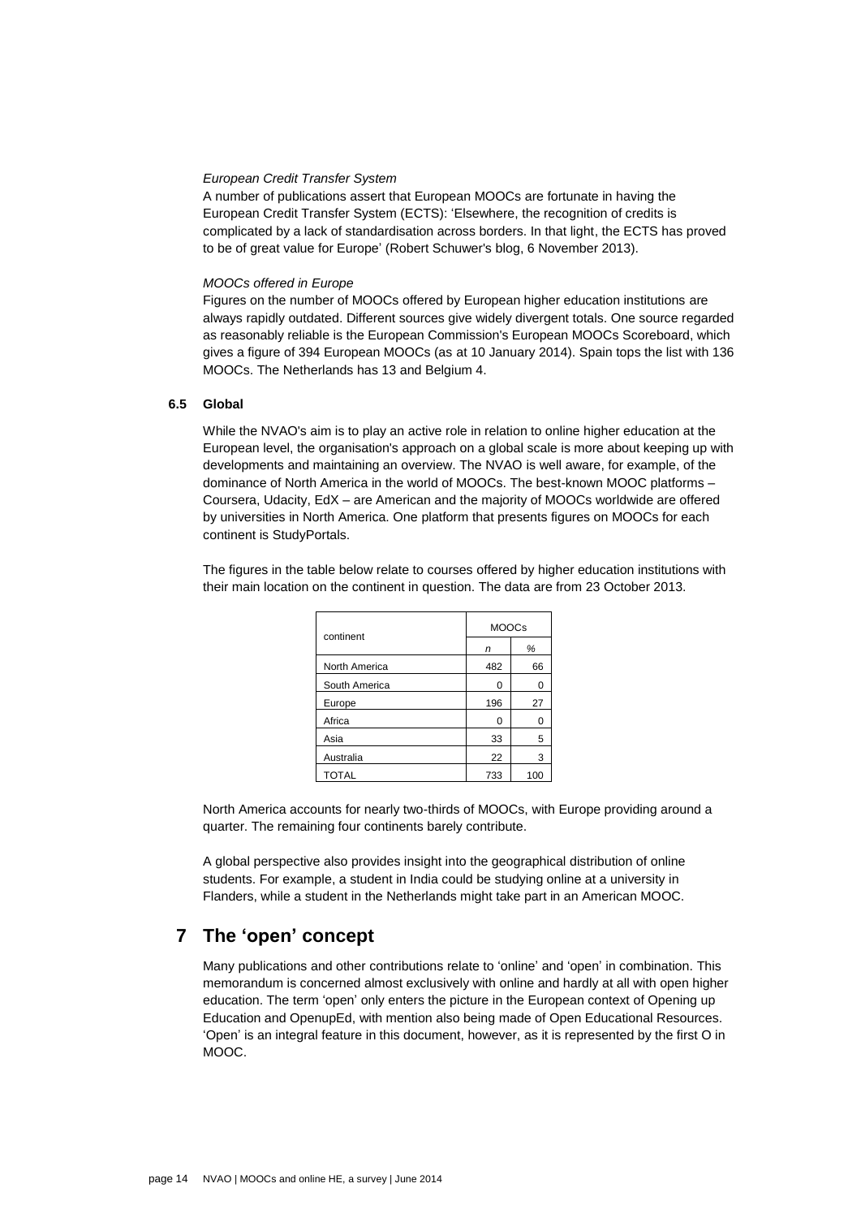*European Credit Transfer System*

A number of publications assert that European MOOCs are fortunate in having the European Credit Transfer System (ECTS): 'Elsewhere, the recognition of credits is complicated by a lack of standardisation across borders. In that light, the ECTS has proved to be of great value for Europe' (Robert Schuwer's blog, 6 November 2013).

*MOOCs offered in Europe*

Figures on the number of MOOCs offered by European higher education institutions are always rapidly outdated. Different sources give widely divergent totals. One source regarded as reasonably reliable is the European Commission's European MOOCs Scoreboard, which gives a figure of 394 European MOOCs (as at 10 January 2014). Spain tops the list with 136 MOOCs. The Netherlands has 13 and Belgium 4.

### 6.5 Global

While the NVAO's aim is to play an active role in relation to online higher education at the European level, the organisation's approach on a global scale is more about keeping up with developments and maintaining an overview. The NVAO is well aware, for example, of the dominance of North America in the world of MOOCs. The best-known MOOC platforms – Coursera, Udacity, EdX – are American and the majority of MOOCs worldwide are offered by universities in North America. One platform that presents figures on MOOCs for each continent is StudyPortals.

The figures in the table below relate to courses offered by higher education institutions with their main location on the continent in question. The data are from 23 October 2013.

| continent | MOOCs | |
|---|---|---|
| | *n* | % |
| North America | 482 | 66 |
| South America | 0 | 0 |
| Europe | 196 | 27 |
| Africa | 0 | 0 |
| Asia | 33 | 5 |
| Australia | 22 | 3 |
| TOTAL | 733 | 100 |

North America accounts for nearly two-thirds of MOOCs, with Europe providing around a quarter. The remaining four continents barely contribute.

A global perspective also provides insight into the geographical distribution of online students. For example, a student in India could be studying online at a university in Flanders, while a student in the Netherlands might take part in an American MOOC.

## 7 The 'open' concept

Many publications and other contributions relate to 'online' and 'open' in combination. This memorandum is concerned almost exclusively with online and hardly at all with open higher education. The term 'open' only enters the picture in the European context of Opening up Education and OpenupEd, with mention also being made of Open Educational Resources. 'Open' is an integral feature in this document, however, as it is represented by the first O in MOOC.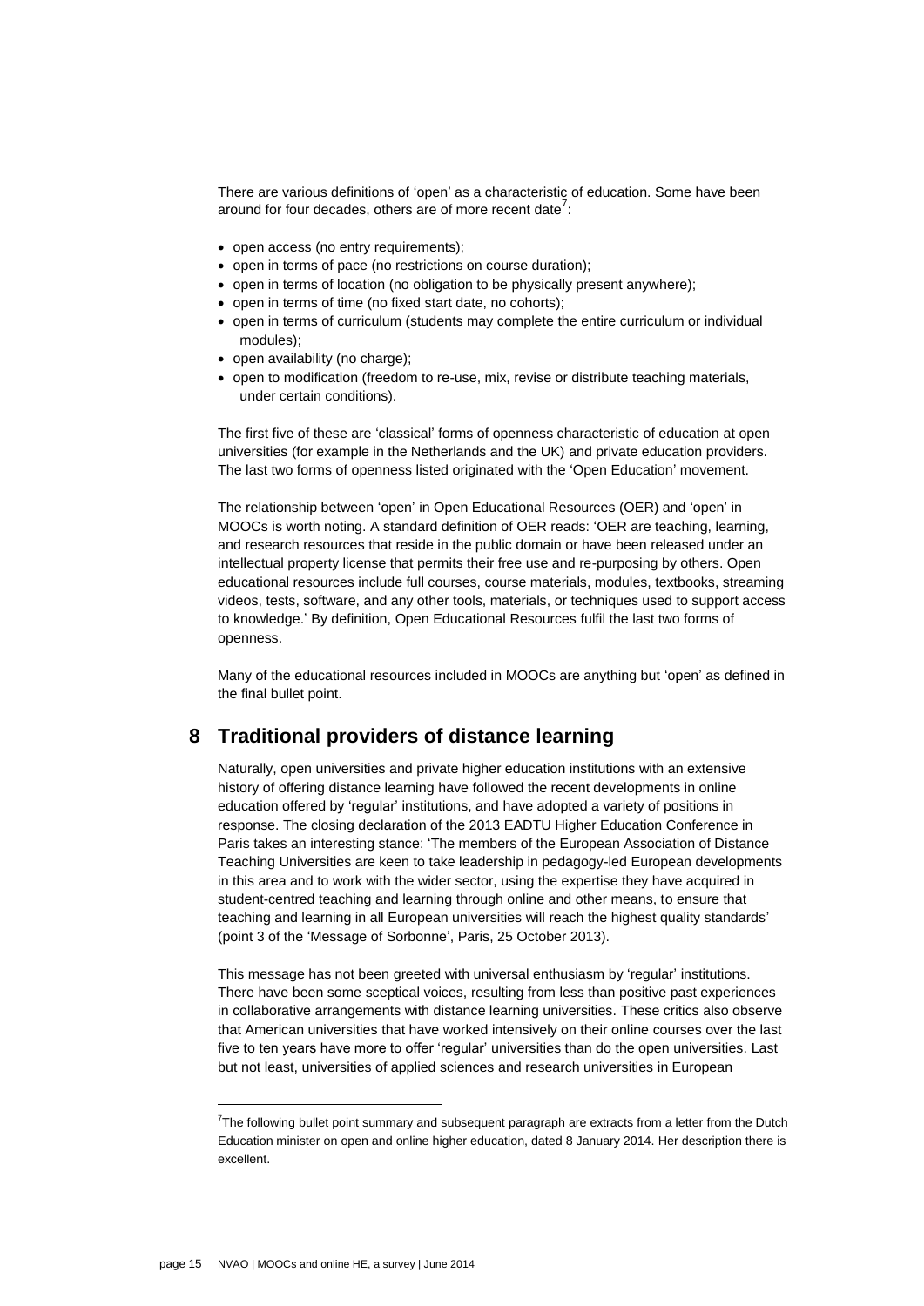There are various definitions of 'open' as a characteristic of education. Some have been around for four decades, others are of more recent date[7]:

- open access (no entry requirements);
- open in terms of pace (no restrictions on course duration);
- open in terms of location (no obligation to be physically present anywhere);
- open in terms of time (no fixed start date, no cohorts);
- open in terms of curriculum (students may complete the entire curriculum or individual modules);
- open availability (no charge);
- open to modification (freedom to re-use, mix, revise or distribute teaching materials, under certain conditions).

The first five of these are 'classical' forms of openness characteristic of education at open universities (for example in the Netherlands and the UK) and private education providers. The last two forms of openness listed originated with the 'Open Education' movement.

The relationship between 'open' in Open Educational Resources (OER) and 'open' in MOOCs is worth noting. A standard definition of OER reads: 'OER are teaching, learning, and research resources that reside in the public domain or have been released under an intellectual property license that permits their free use and re-purposing by others. Open educational resources include full courses, course materials, modules, textbooks, streaming videos, tests, software, and any other tools, materials, or techniques used to support access to knowledge.' By definition, Open Educational Resources fulfil the last two forms of openness.

Many of the educational resources included in MOOCs are anything but 'open' as defined in the final bullet point.

## 8 Traditional providers of distance learning

Naturally, open universities and private higher education institutions with an extensive history of offering distance learning have followed the recent developments in online education offered by 'regular' institutions, and have adopted a variety of positions in response. The closing declaration of the 2013 EADTU Higher Education Conference in Paris takes an interesting stance: 'The members of the European Association of Distance Teaching Universities are keen to take leadership in pedagogy-led European developments in this area and to work with the wider sector, using the expertise they have acquired in student-centred teaching and learning through online and other means, to ensure that teaching and learning in all European universities will reach the highest quality standards' (point 3 of the 'Message of Sorbonne', Paris, 25 October 2013).

This message has not been greeted with universal enthusiasm by 'regular' institutions. There have been some sceptical voices, resulting from less than positive past experiences in collaborative arrangements with distance learning universities. These critics also observe that American universities that have worked intensively on their online courses over the last five to ten years have more to offer 'regular' universities than do the open universities. Last but not least, universities of applied sciences and research universities in European

[7] The following bullet point summary and subsequent paragraph are extracts from a letter from the Dutch Education minister on open and online higher education, dated 8 January 2014. Her description there is excellent.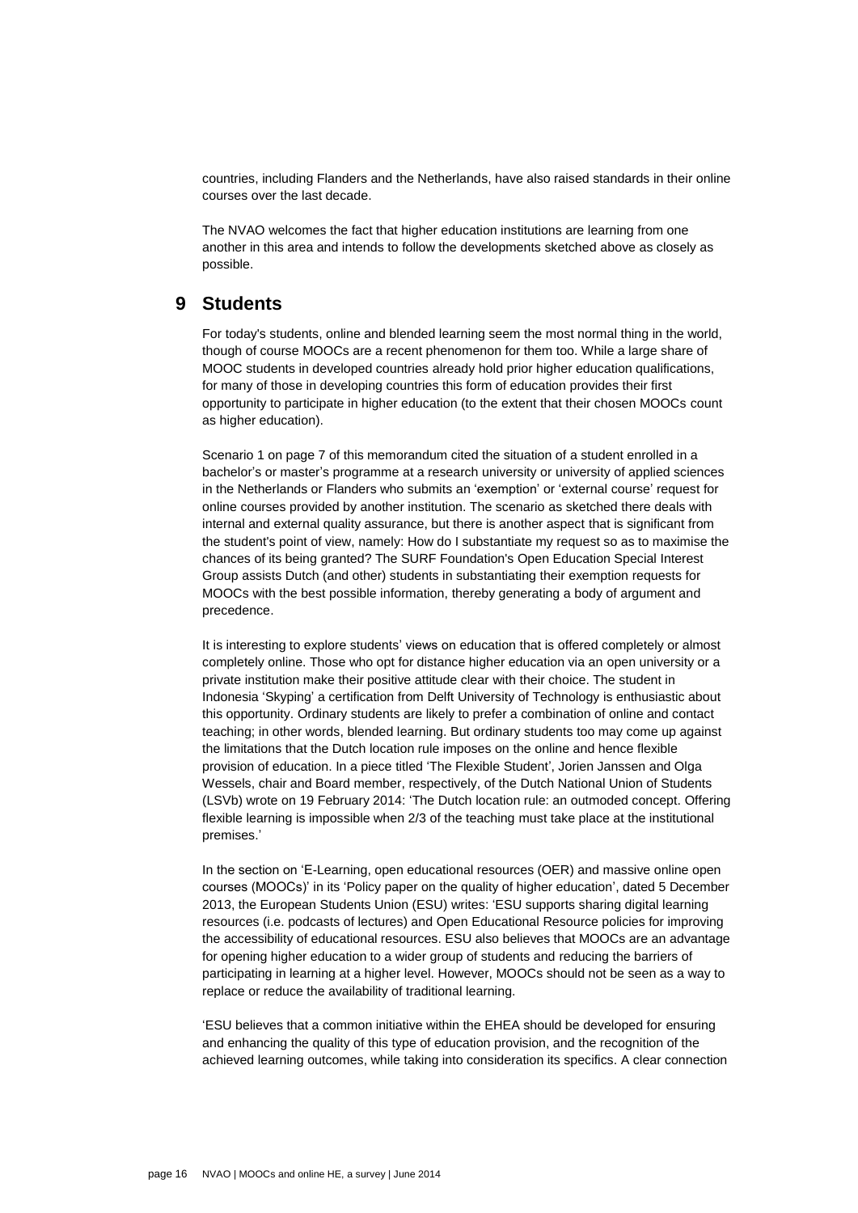countries, including Flanders and the Netherlands, have also raised standards in their online courses over the last decade.

The NVAO welcomes the fact that higher education institutions are learning from one another in this area and intends to follow the developments sketched above as closely as possible.

# 9 Students

For today's students, online and blended learning seem the most normal thing in the world, though of course MOOCs are a recent phenomenon for them too. While a large share of MOOC students in developed countries already hold prior higher education qualifications, for many of those in developing countries this form of education provides their first opportunity to participate in higher education (to the extent that their chosen MOOCs count as higher education).

Scenario 1 on page 7 of this memorandum cited the situation of a student enrolled in a bachelor's or master's programme at a research university or university of applied sciences in the Netherlands or Flanders who submits an 'exemption' or 'external course' request for online courses provided by another institution. The scenario as sketched there deals with internal and external quality assurance, but there is another aspect that is significant from the student's point of view, namely: How do I substantiate my request so as to maximise the chances of its being granted? The SURF Foundation's Open Education Special Interest Group assists Dutch (and other) students in substantiating their exemption requests for MOOCs with the best possible information, thereby generating a body of argument and precedence.

It is interesting to explore students' views on education that is offered completely or almost completely online. Those who opt for distance higher education via an open university or a private institution make their positive attitude clear with their choice. The student in Indonesia 'Skyping' a certification from Delft University of Technology is enthusiastic about this opportunity. Ordinary students are likely to prefer a combination of online and contact teaching; in other words, blended learning. But ordinary students too may come up against the limitations that the Dutch location rule imposes on the online and hence flexible provision of education. In a piece titled 'The Flexible Student', Jorien Janssen and Olga Wessels, chair and Board member, respectively, of the Dutch National Union of Students (LSVb) wrote on 19 February 2014: 'The Dutch location rule: an outmoded concept. Offering flexible learning is impossible when 2/3 of the teaching must take place at the institutional premises.'

In the section on 'E-Learning, open educational resources (OER) and massive online open courses (MOOCs)' in its 'Policy paper on the quality of higher education', dated 5 December 2013, the European Students Union (ESU) writes: 'ESU supports sharing digital learning resources (i.e. podcasts of lectures) and Open Educational Resource policies for improving the accessibility of educational resources. ESU also believes that MOOCs are an advantage for opening higher education to a wider group of students and reducing the barriers of participating in learning at a higher level. However, MOOCs should not be seen as a way to replace or reduce the availability of traditional learning.

'ESU believes that a common initiative within the EHEA should be developed for ensuring and enhancing the quality of this type of education provision, and the recognition of the achieved learning outcomes, while taking into consideration its specifics. A clear connection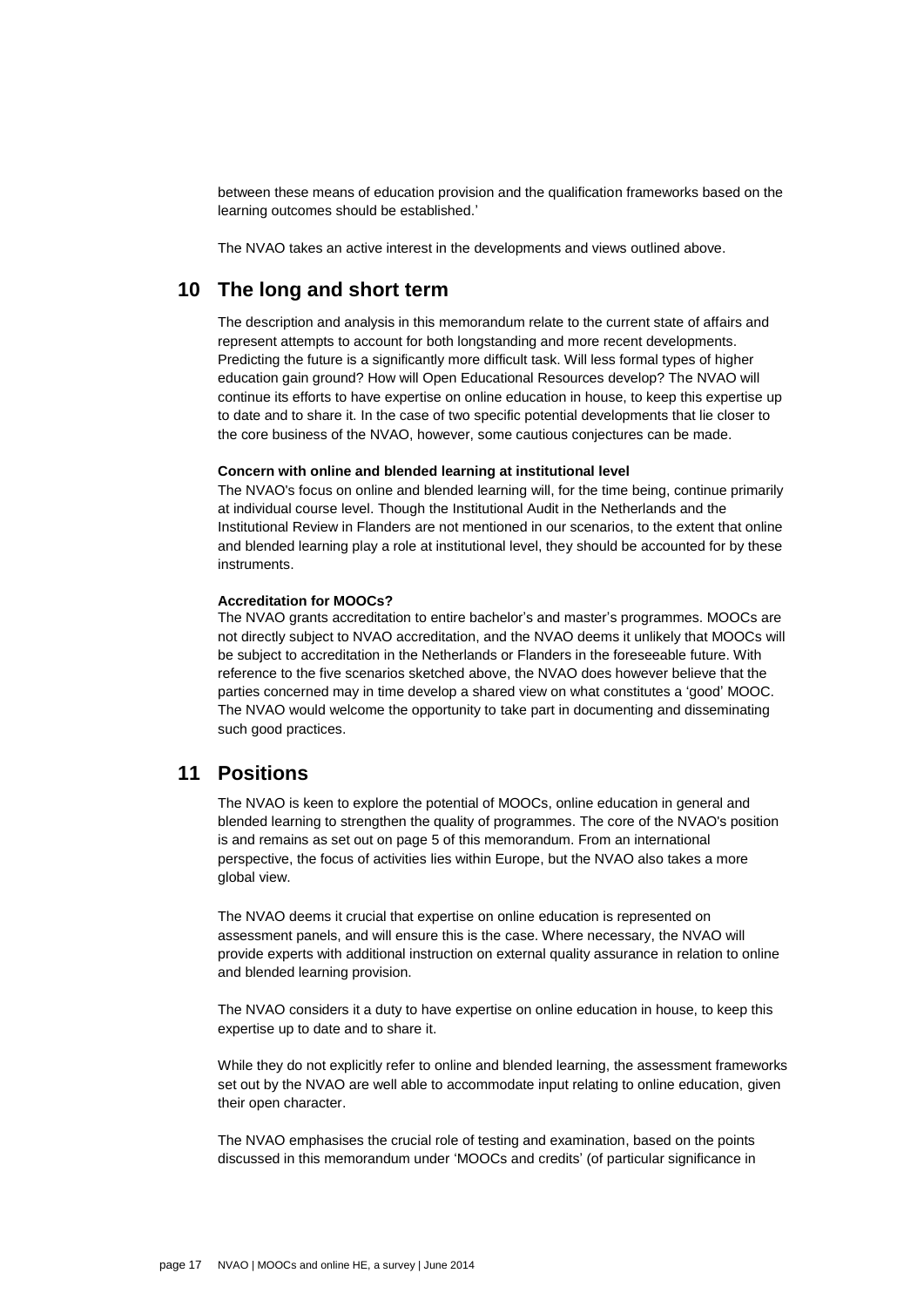between these means of education provision and the qualification frameworks based on the learning outcomes should be established.'

The NVAO takes an active interest in the developments and views outlined above.

## 10 The long and short term

The description and analysis in this memorandum relate to the current state of affairs and represent attempts to account for both longstanding and more recent developments. Predicting the future is a significantly more difficult task. Will less formal types of higher education gain ground? How will Open Educational Resources develop? The NVAO will continue its efforts to have expertise on online education in house, to keep this expertise up to date and to share it. In the case of two specific potential developments that lie closer to the core business of the NVAO, however, some cautious conjectures can be made.

**Concern with online and blended learning at institutional level**

The NVAO's focus on online and blended learning will, for the time being, continue primarily at individual course level. Though the Institutional Audit in the Netherlands and the Institutional Review in Flanders are not mentioned in our scenarios, to the extent that online and blended learning play a role at institutional level, they should be accounted for by these instruments.

**Accreditation for MOOCs?**

The NVAO grants accreditation to entire bachelor's and master's programmes. MOOCs are not directly subject to NVAO accreditation, and the NVAO deems it unlikely that MOOCs will be subject to accreditation in the Netherlands or Flanders in the foreseeable future. With reference to the five scenarios sketched above, the NVAO does however believe that the parties concerned may in time develop a shared view on what constitutes a 'good' MOOC. The NVAO would welcome the opportunity to take part in documenting and disseminating such good practices.

## 11 Positions

The NVAO is keen to explore the potential of MOOCs, online education in general and blended learning to strengthen the quality of programmes. The core of the NVAO's position is and remains as set out on page 5 of this memorandum. From an international perspective, the focus of activities lies within Europe, but the NVAO also takes a more global view.

The NVAO deems it crucial that expertise on online education is represented on assessment panels, and will ensure this is the case. Where necessary, the NVAO will provide experts with additional instruction on external quality assurance in relation to online and blended learning provision.

The NVAO considers it a duty to have expertise on online education in house, to keep this expertise up to date and to share it.

While they do not explicitly refer to online and blended learning, the assessment frameworks set out by the NVAO are well able to accommodate input relating to online education, given their open character.

The NVAO emphasises the crucial role of testing and examination, based on the points discussed in this memorandum under 'MOOCs and credits' (of particular significance in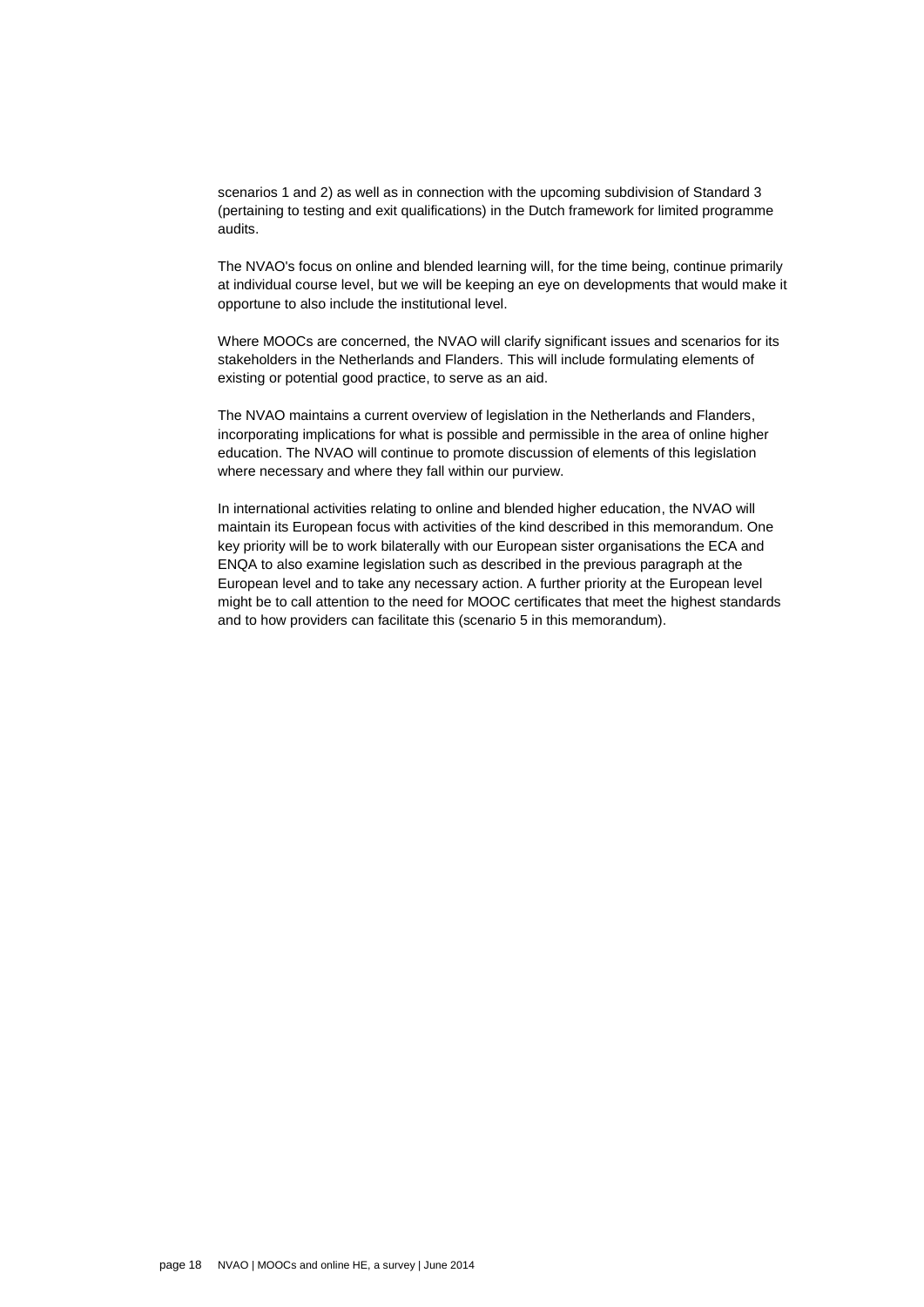scenarios 1 and 2) as well as in connection with the upcoming subdivision of Standard 3 (pertaining to testing and exit qualifications) in the Dutch framework for limited programme audits.

The NVAO's focus on online and blended learning will, for the time being, continue primarily at individual course level, but we will be keeping an eye on developments that would make it opportune to also include the institutional level.

Where MOOCs are concerned, the NVAO will clarify significant issues and scenarios for its stakeholders in the Netherlands and Flanders. This will include formulating elements of existing or potential good practice, to serve as an aid.

The NVAO maintains a current overview of legislation in the Netherlands and Flanders, incorporating implications for what is possible and permissible in the area of online higher education. The NVAO will continue to promote discussion of elements of this legislation where necessary and where they fall within our purview.

In international activities relating to online and blended higher education, the NVAO will maintain its European focus with activities of the kind described in this memorandum. One key priority will be to work bilaterally with our European sister organisations the ECA and ENQA to also examine legislation such as described in the previous paragraph at the European level and to take any necessary action. A further priority at the European level might be to call attention to the need for MOOC certificates that meet the highest standards and to how providers can facilitate this (scenario 5 in this memorandum).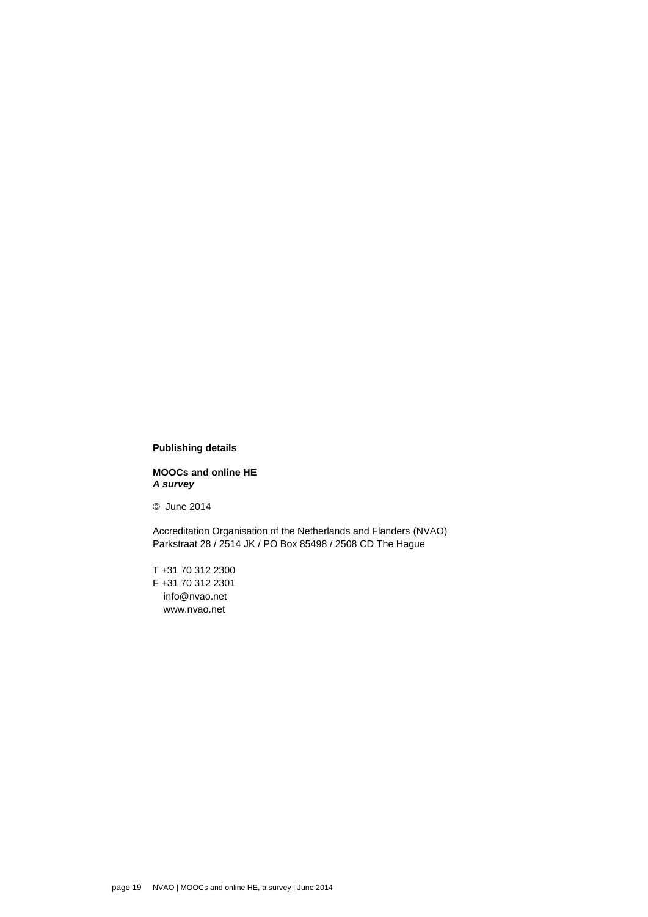**Publishing details**

**MOOCs and online HE**
***A survey***

© June 2014

Accreditation Organisation of the Netherlands and Flanders (NVAO)
Parkstraat 28 / 2514 JK / PO Box 85498 / 2508 CD The Hague

T +31 70 312 2300
F +31 70 312 2301
info@nvao.net
www.nvao.net